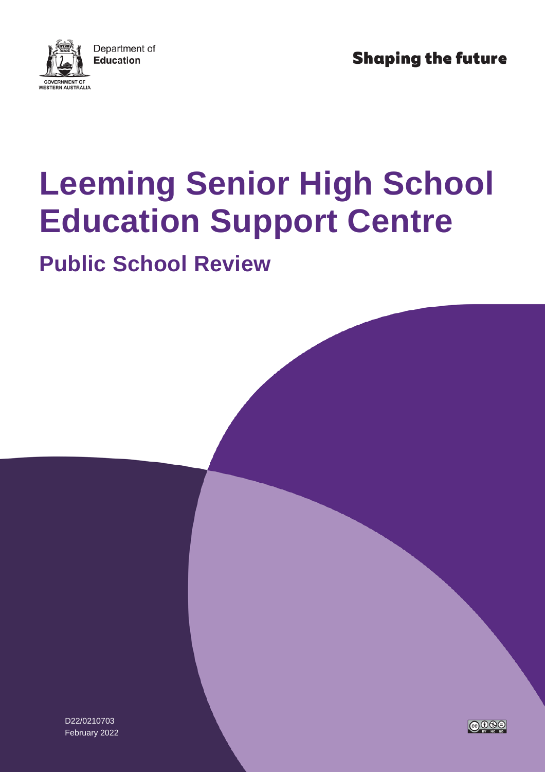Department of Education

GOVERNMENT OF WESTERN AUSTRALIA

Shaping the future

# Leeming Senior High School Education Support Centre

## Public School Review

D22/0210703

February 2022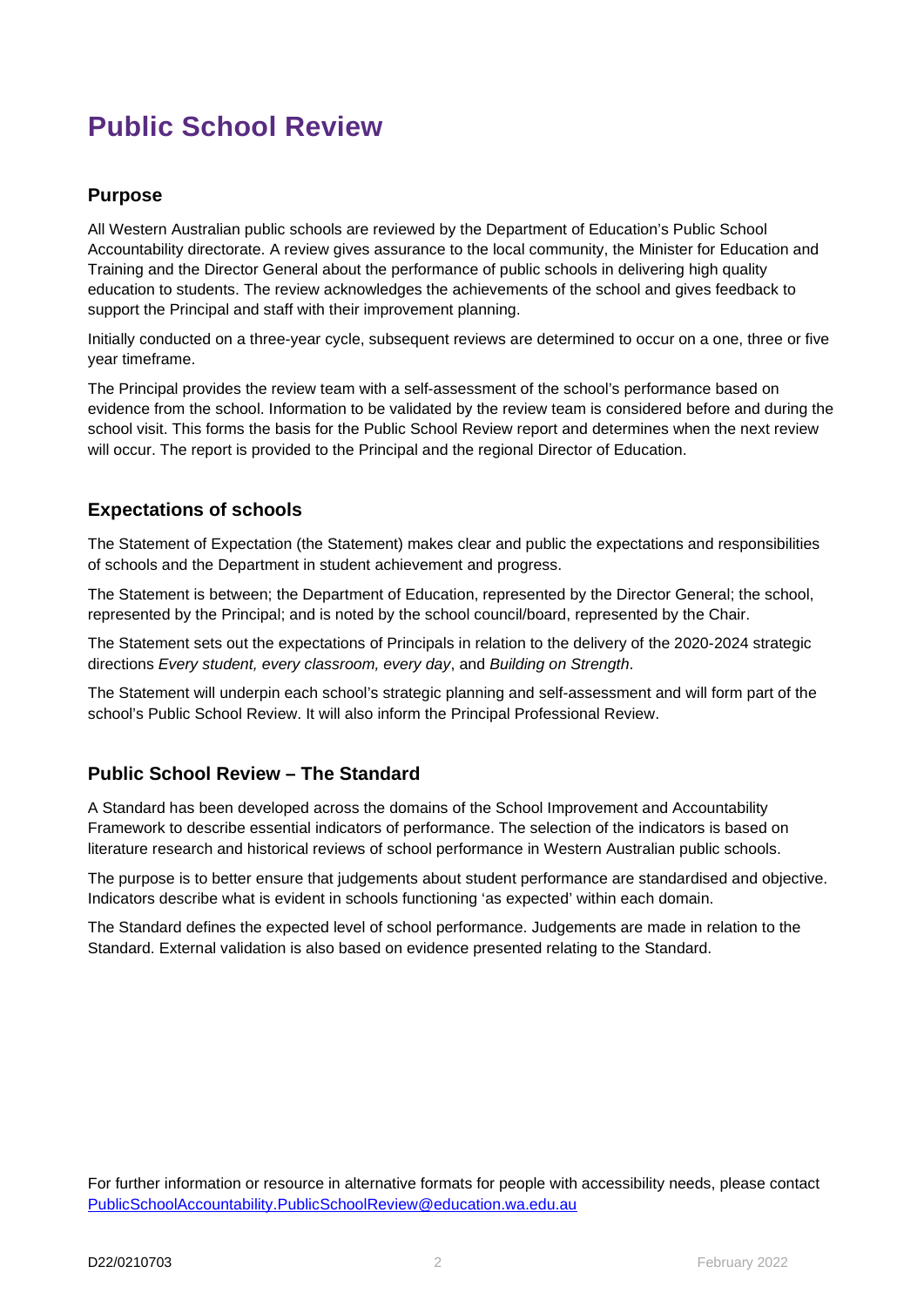# Public School Review

## Purpose

All Western Australian public schools are reviewed by the Department of Education's Public School Accountability directorate. A review gives assurance to the local community, the Minister for Education and Training and the Director General about the performance of public schools in delivering high quality education to students. The review acknowledges the achievements of the school and gives feedback to support the Principal and staff with their improvement planning.

Initially conducted on a three-year cycle, subsequent reviews are determined to occur on a one, three or five year timeframe.

The Principal provides the review team with a self-assessment of the school's performance based on evidence from the school. Information to be validated by the review team is considered before and during the school visit. This forms the basis for the Public School Review report and determines when the next review will occur. The report is provided to the Principal and the regional Director of Education.

## Expectations of schools

The Statement of Expectation (the Statement) makes clear and public the expectations and responsibilities of schools and the Department in student achievement and progress.

The Statement is between; the Department of Education, represented by the Director General; the school, represented by the Principal; and is noted by the school council/board, represented by the Chair.

The Statement sets out the expectations of Principals in relation to the delivery of the 2020-2024 strategic directions *Every student, every classroom, every day*, and *Building on Strength*.

The Statement will underpin each school's strategic planning and self-assessment and will form part of the school's Public School Review. It will also inform the Principal Professional Review.

## Public School Review – The Standard

A Standard has been developed across the domains of the School Improvement and Accountability Framework to describe essential indicators of performance. The selection of the indicators is based on literature research and historical reviews of school performance in Western Australian public schools.

The purpose is to better ensure that judgements about student performance are standardised and objective. Indicators describe what is evident in schools functioning 'as expected' within each domain.

The Standard defines the expected level of school performance. Judgements are made in relation to the Standard. External validation is also based on evidence presented relating to the Standard.

For further information or resource in alternative formats for people with accessibility needs, please contact [PublicSchoolAccountability.PublicSchoolReview@education.wa.edu.au](mailto:PublicSchoolAccountability.PublicSchoolReview@education.wa.edu.au)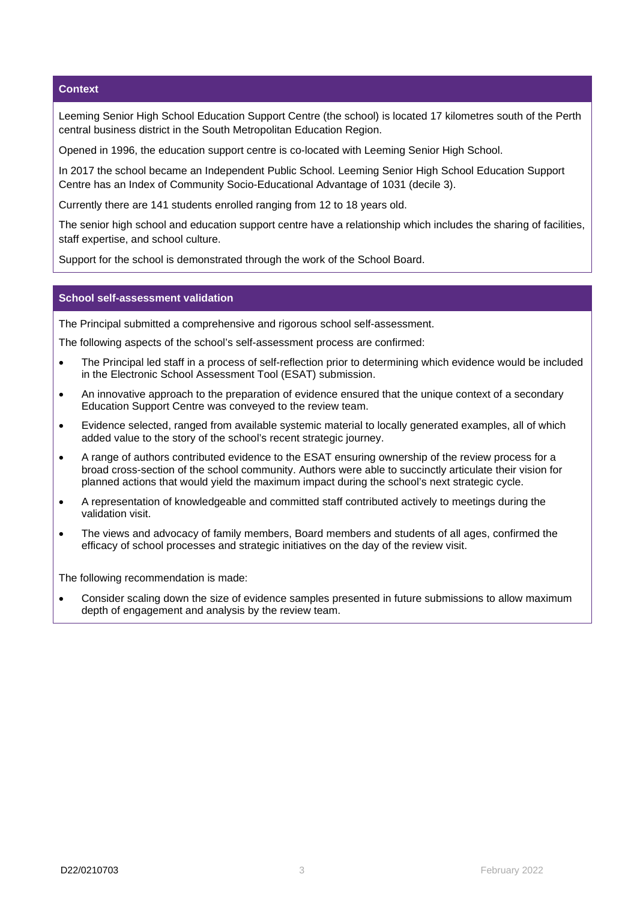## Context

Leeming Senior High School Education Support Centre (the school) is located 17 kilometres south of the Perth central business district in the South Metropolitan Education Region.

Opened in 1996, the education support centre is co-located with Leeming Senior High School.

In 2017 the school became an Independent Public School. Leeming Senior High School Education Support Centre has an Index of Community Socio-Educational Advantage of 1031 (decile 3).

Currently there are 141 students enrolled ranging from 12 to 18 years old.

The senior high school and education support centre have a relationship which includes the sharing of facilities, staff expertise, and school culture.

Support for the school is demonstrated through the work of the School Board.

## School self-assessment validation

The Principal submitted a comprehensive and rigorous school self-assessment.

The following aspects of the school's self-assessment process are confirmed:

- The Principal led staff in a process of self-reflection prior to determining which evidence would be included in the Electronic School Assessment Tool (ESAT) submission.
- An innovative approach to the preparation of evidence ensured that the unique context of a secondary Education Support Centre was conveyed to the review team.
- Evidence selected, ranged from available systemic material to locally generated examples, all of which added value to the story of the school's recent strategic journey.
- A range of authors contributed evidence to the ESAT ensuring ownership of the review process for a broad cross-section of the school community. Authors were able to succinctly articulate their vision for planned actions that would yield the maximum impact during the school's next strategic cycle.
- A representation of knowledgeable and committed staff contributed actively to meetings during the validation visit.
- The views and advocacy of family members, Board members and students of all ages, confirmed the efficacy of school processes and strategic initiatives on the day of the review visit.

The following recommendation is made:

- Consider scaling down the size of evidence samples presented in future submissions to allow maximum depth of engagement and analysis by the review team.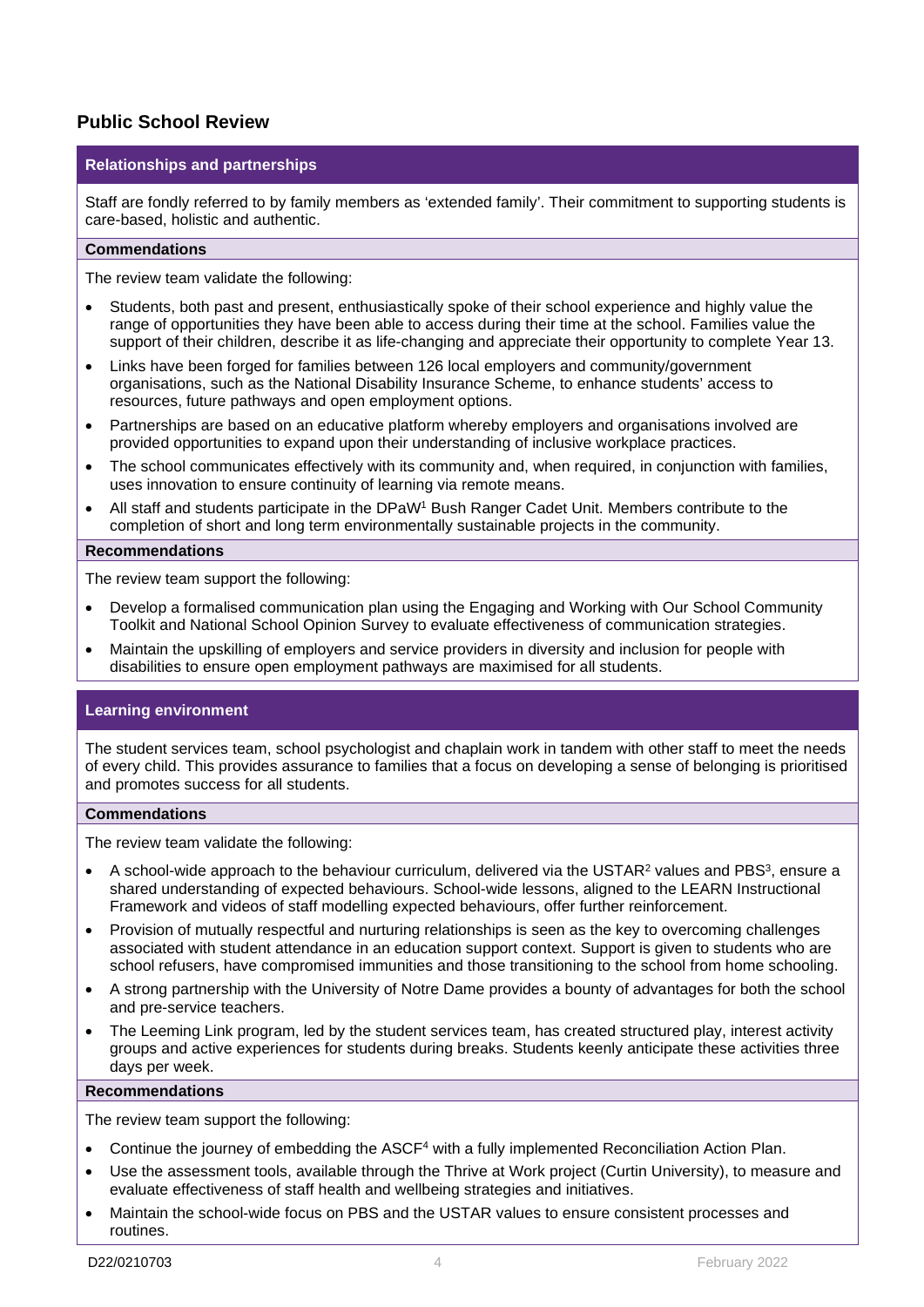## Public School Review

### Relationships and partnerships

Staff are fondly referred to by family members as 'extended family'. Their commitment to supporting students is care-based, holistic and authentic.

**Commendations**

The review team validate the following:

- Students, both past and present, enthusiastically spoke of their school experience and highly value the range of opportunities they have been able to access during their time at the school. Families value the support of their children, describe it as life-changing and appreciate their opportunity to complete Year 13.
- Links have been forged for families between 126 local employers and community/government organisations, such as the National Disability Insurance Scheme, to enhance students' access to resources, future pathways and open employment options.
- Partnerships are based on an educative platform whereby employers and organisations involved are provided opportunities to expand upon their understanding of inclusive workplace practices.
- The school communicates effectively with its community and, when required, in conjunction with families, uses innovation to ensure continuity of learning via remote means.
- All staff and students participate in the DPaW[1] Bush Ranger Cadet Unit. Members contribute to the completion of short and long term environmentally sustainable projects in the community.

**Recommendations**

The review team support the following:

- Develop a formalised communication plan using the Engaging and Working with Our School Community Toolkit and National School Opinion Survey to evaluate effectiveness of communication strategies.
- Maintain the upskilling of employers and service providers in diversity and inclusion for people with disabilities to ensure open employment pathways are maximised for all students.

### Learning environment

The student services team, school psychologist and chaplain work in tandem with other staff to meet the needs of every child. This provides assurance to families that a focus on developing a sense of belonging is prioritised and promotes success for all students.

**Commendations**

The review team validate the following:

- A school-wide approach to the behaviour curriculum, delivered via the USTAR[2] values and PBS[3], ensure a shared understanding of expected behaviours. School-wide lessons, aligned to the LEARN Instructional Framework and videos of staff modelling expected behaviours, offer further reinforcement.
- Provision of mutually respectful and nurturing relationships is seen as the key to overcoming challenges associated with student attendance in an education support context. Support is given to students who are school refusers, have compromised immunities and those transitioning to the school from home schooling.
- A strong partnership with the University of Notre Dame provides a bounty of advantages for both the school and pre-service teachers.
- The Leeming Link program, led by the student services team, has created structured play, interest activity groups and active experiences for students during breaks. Students keenly anticipate these activities three days per week.

**Recommendations**

The review team support the following:

- Continue the journey of embedding the ASCF[4] with a fully implemented Reconciliation Action Plan.
- Use the assessment tools, available through the Thrive at Work project (Curtin University), to measure and evaluate effectiveness of staff health and wellbeing strategies and initiatives.
- Maintain the school-wide focus on PBS and the USTAR values to ensure consistent processes and routines.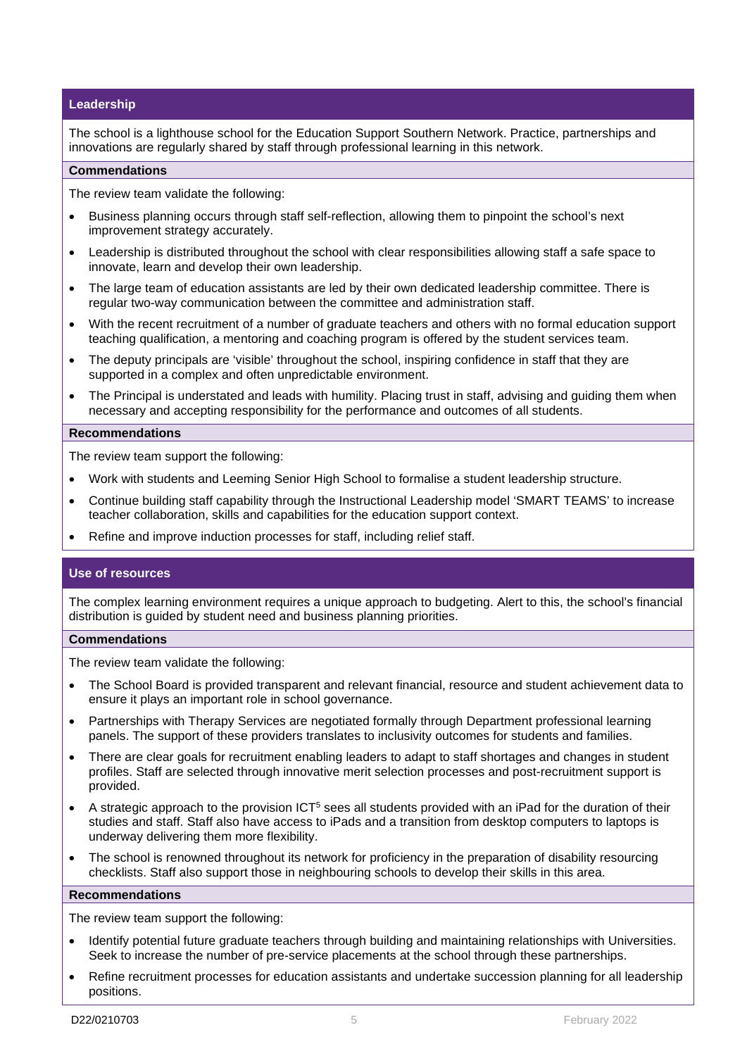## Leadership

The school is a lighthouse school for the Education Support Southern Network. Practice, partnerships and innovations are regularly shared by staff through professional learning in this network.

### Commendations

The review team validate the following:

- Business planning occurs through staff self-reflection, allowing them to pinpoint the school's next improvement strategy accurately.
- Leadership is distributed throughout the school with clear responsibilities allowing staff a safe space to innovate, learn and develop their own leadership.
- The large team of education assistants are led by their own dedicated leadership committee. There is regular two-way communication between the committee and administration staff.
- With the recent recruitment of a number of graduate teachers and others with no formal education support teaching qualification, a mentoring and coaching program is offered by the student services team.
- The deputy principals are 'visible' throughout the school, inspiring confidence in staff that they are supported in a complex and often unpredictable environment.
- The Principal is understated and leads with humility. Placing trust in staff, advising and guiding them when necessary and accepting responsibility for the performance and outcomes of all students.

### Recommendations

The review team support the following:

- Work with students and Leeming Senior High School to formalise a student leadership structure.
- Continue building staff capability through the Instructional Leadership model 'SMART TEAMS' to increase teacher collaboration, skills and capabilities for the education support context.
- Refine and improve induction processes for staff, including relief staff.

## Use of resources

The complex learning environment requires a unique approach to budgeting. Alert to this, the school's financial distribution is guided by student need and business planning priorities.

### Commendations

The review team validate the following:

- The School Board is provided transparent and relevant financial, resource and student achievement data to ensure it plays an important role in school governance.
- Partnerships with Therapy Services are negotiated formally through Department professional learning panels. The support of these providers translates to inclusivity outcomes for students and families.
- There are clear goals for recruitment enabling leaders to adapt to staff shortages and changes in student profiles. Staff are selected through innovative merit selection processes and post-recruitment support is provided.
- A strategic approach to the provision ICT[5] sees all students provided with an iPad for the duration of their studies and staff. Staff also have access to iPads and a transition from desktop computers to laptops is underway delivering them more flexibility.
- The school is renowned throughout its network for proficiency in the preparation of disability resourcing checklists. Staff also support those in neighbouring schools to develop their skills in this area.

### Recommendations

The review team support the following:

- Identify potential future graduate teachers through building and maintaining relationships with Universities. Seek to increase the number of pre-service placements at the school through these partnerships.
- Refine recruitment processes for education assistants and undertake succession planning for all leadership positions.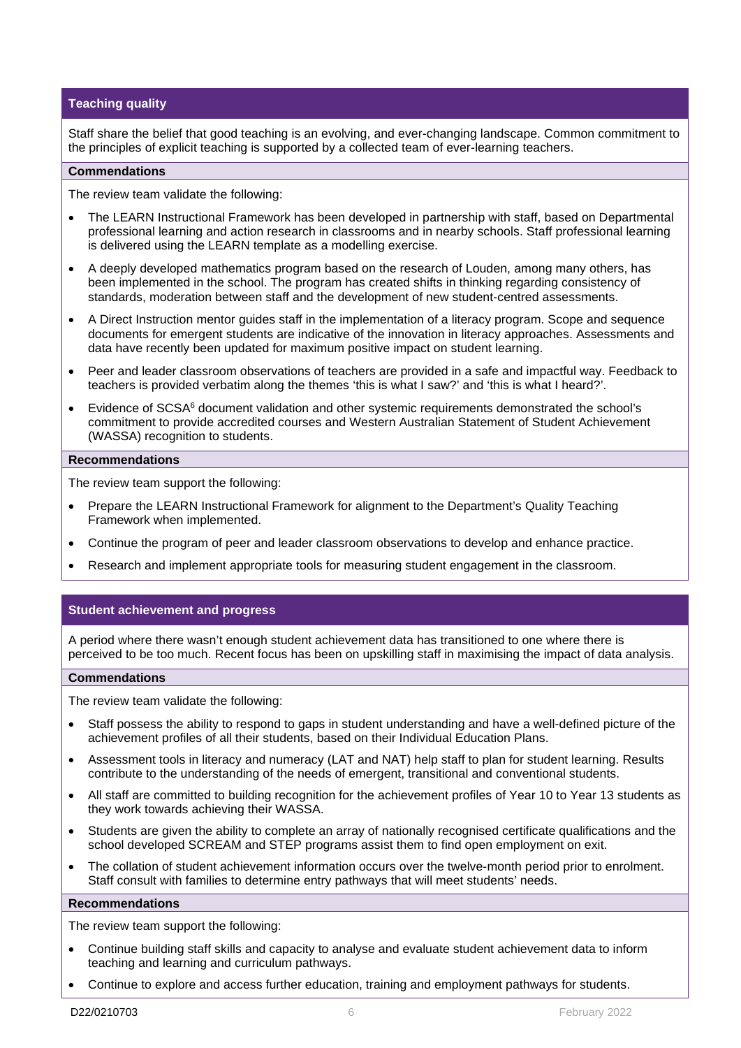## Teaching quality

Staff share the belief that good teaching is an evolving, and ever-changing landscape. Common commitment to the principles of explicit teaching is supported by a collected team of ever-learning teachers.

### Commendations

The review team validate the following:

- The LEARN Instructional Framework has been developed in partnership with staff, based on Departmental professional learning and action research in classrooms and in nearby schools. Staff professional learning is delivered using the LEARN template as a modelling exercise.
- A deeply developed mathematics program based on the research of Louden, among many others, has been implemented in the school. The program has created shifts in thinking regarding consistency of standards, moderation between staff and the development of new student-centred assessments.
- A Direct Instruction mentor guides staff in the implementation of a literacy program. Scope and sequence documents for emergent students are indicative of the innovation in literacy approaches. Assessments and data have recently been updated for maximum positive impact on student learning.
- Peer and leader classroom observations of teachers are provided in a safe and impactful way. Feedback to teachers is provided verbatim along the themes 'this is what I saw?' and 'this is what I heard?'.
- Evidence of SCSA[6] document validation and other systemic requirements demonstrated the school's commitment to provide accredited courses and Western Australian Statement of Student Achievement (WASSA) recognition to students.

### Recommendations

The review team support the following:

- Prepare the LEARN Instructional Framework for alignment to the Department's Quality Teaching Framework when implemented.
- Continue the program of peer and leader classroom observations to develop and enhance practice.
- Research and implement appropriate tools for measuring student engagement in the classroom.

## Student achievement and progress

A period where there wasn't enough student achievement data has transitioned to one where there is perceived to be too much. Recent focus has been on upskilling staff in maximising the impact of data analysis.

### Commendations

The review team validate the following:

- Staff possess the ability to respond to gaps in student understanding and have a well-defined picture of the achievement profiles of all their students, based on their Individual Education Plans.
- Assessment tools in literacy and numeracy (LAT and NAT) help staff to plan for student learning. Results contribute to the understanding of the needs of emergent, transitional and conventional students.
- All staff are committed to building recognition for the achievement profiles of Year 10 to Year 13 students as they work towards achieving their WASSA.
- Students are given the ability to complete an array of nationally recognised certificate qualifications and the school developed SCREAM and STEP programs assist them to find open employment on exit.
- The collation of student achievement information occurs over the twelve-month period prior to enrolment. Staff consult with families to determine entry pathways that will meet students' needs.

### Recommendations

The review team support the following:

- Continue building staff skills and capacity to analyse and evaluate student achievement data to inform teaching and learning and curriculum pathways.
- Continue to explore and access further education, training and employment pathways for students.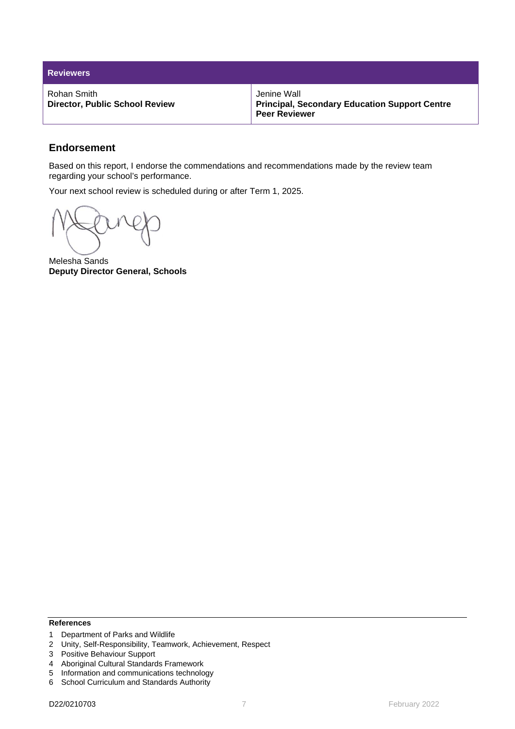| Reviewers | |
|---|---|
| Rohan Smith<br>**Director, Public School Review** | Jenine Wall<br>**Principal, Secondary Education Support Centre**<br>**Peer Reviewer** |

## Endorsement

Based on this report, I endorse the commendations and recommendations made by the review team regarding your school's performance.

Your next school review is scheduled during or after Term 1, 2025.

Melesha Sands
**Deputy Director General, Schools**

**References**

1 Department of Parks and Wildlife
2 Unity, Self-Responsibility, Teamwork, Achievement, Respect
3 Positive Behaviour Support
4 Aboriginal Cultural Standards Framework
5 Information and communications technology
6 School Curriculum and Standards Authority

D22/0210703 February 2022